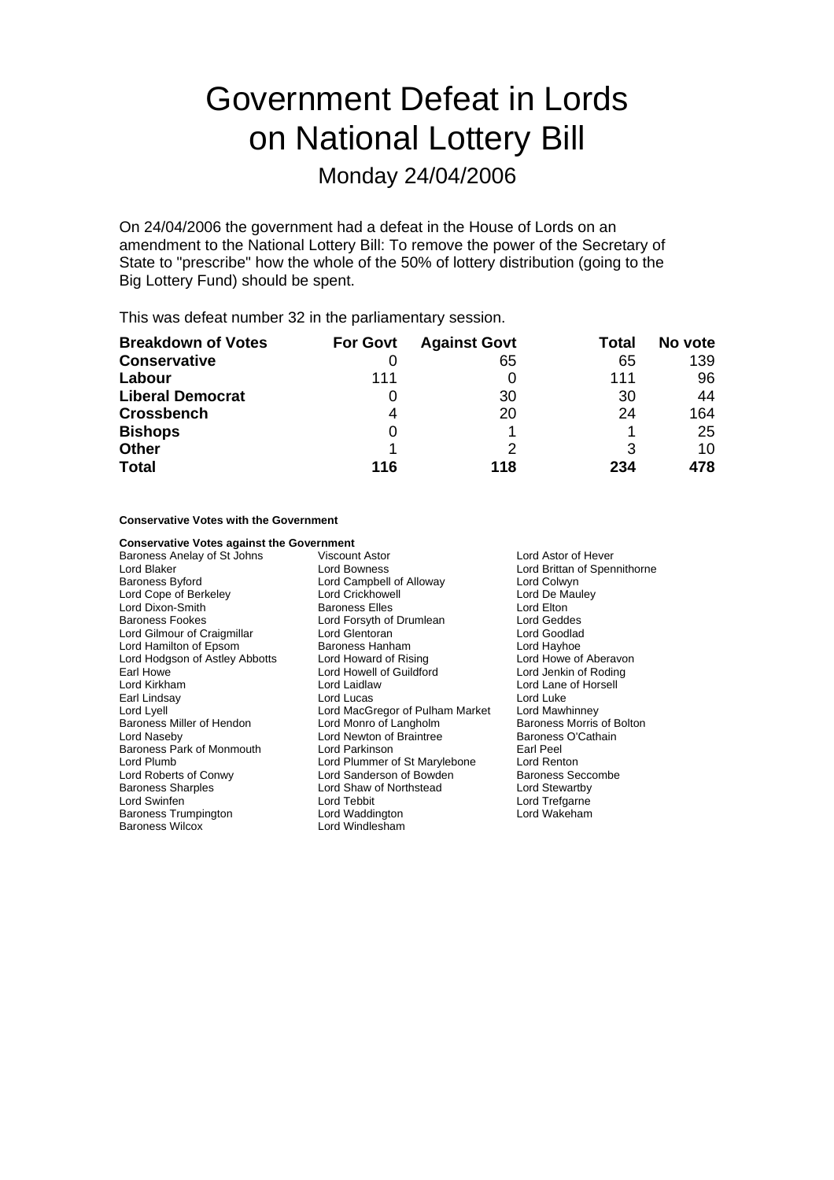# Government Defeat in Lords on National Lottery Bill

## Monday 24/04/2006

On 24/04/2006 the government had a defeat in the House of Lords on an amendment to the National Lottery Bill: To remove the power of the Secretary of State to "prescribe" how the whole of the 50% of lottery distribution (going to the Big Lottery Fund) should be spent.

This was defeat number 32 in the parliamentary session.

| Breakdown of Votes | For Govt | Against Govt | Total | No vote |
|---|---|---|---|---|
| **Conservative** | 0 | 65 | 65 | 139 |
| **Labour** | 111 | 0 | 111 | 96 |
| **Liberal Democrat** | 0 | 30 | 30 | 44 |
| **Crossbench** | 4 | 20 | 24 | 164 |
| **Bishops** | 0 | 1 | 1 | 25 |
| **Other** | 1 | 2 | 3 | 10 |
| **Total** | **116** | **118** | **234** | **478** |

**Conservative Votes with the Government**

**Conservative Votes against the Government**

Baroness Anelay of St Johns
Viscount Astor
Lord Astor of Hever
Lord Blaker
Lord Bowness
Lord Brittan of Spennithorne
Baroness Byford
Lord Campbell of Alloway
Lord Colwyn
Lord Cope of Berkeley
Lord Crickhowell
Lord De Mauley
Lord Dixon-Smith
Baroness Elles
Lord Elton
Baroness Fookes
Lord Forsyth of Drumlean
Lord Geddes
Lord Gilmour of Craigmillar
Lord Glentoran
Lord Goodlad
Lord Hamilton of Epsom
Baroness Hanham
Lord Hayhoe
Lord Hodgson of Astley Abbotts
Lord Howard of Rising
Lord Howe of Aberavon
Earl Howe
Lord Howell of Guildford
Lord Jenkin of Roding
Lord Kirkham
Lord Laidlaw
Lord Lane of Horsell
Earl Lindsay
Lord Lucas
Lord Luke
Lord Lyell
Lord MacGregor of Pulham Market
Lord Mawhinney
Baroness Miller of Hendon
Lord Monro of Langholm
Baroness Morris of Bolton
Lord Naseby
Lord Newton of Braintree
Baroness O'Cathain
Baroness Park of Monmouth
Lord Parkinson
Earl Peel
Lord Plumb
Lord Plummer of St Marylebone
Lord Renton
Lord Roberts of Conwy
Lord Sanderson of Bowden
Baroness Seccombe
Baroness Sharples
Lord Shaw of Northstead
Lord Stewartby
Lord Swinfen
Lord Tebbit
Lord Trefgarne
Baroness Trumpington
Lord Waddington
Lord Wakeham
Baroness Wilcox
Lord Windlesham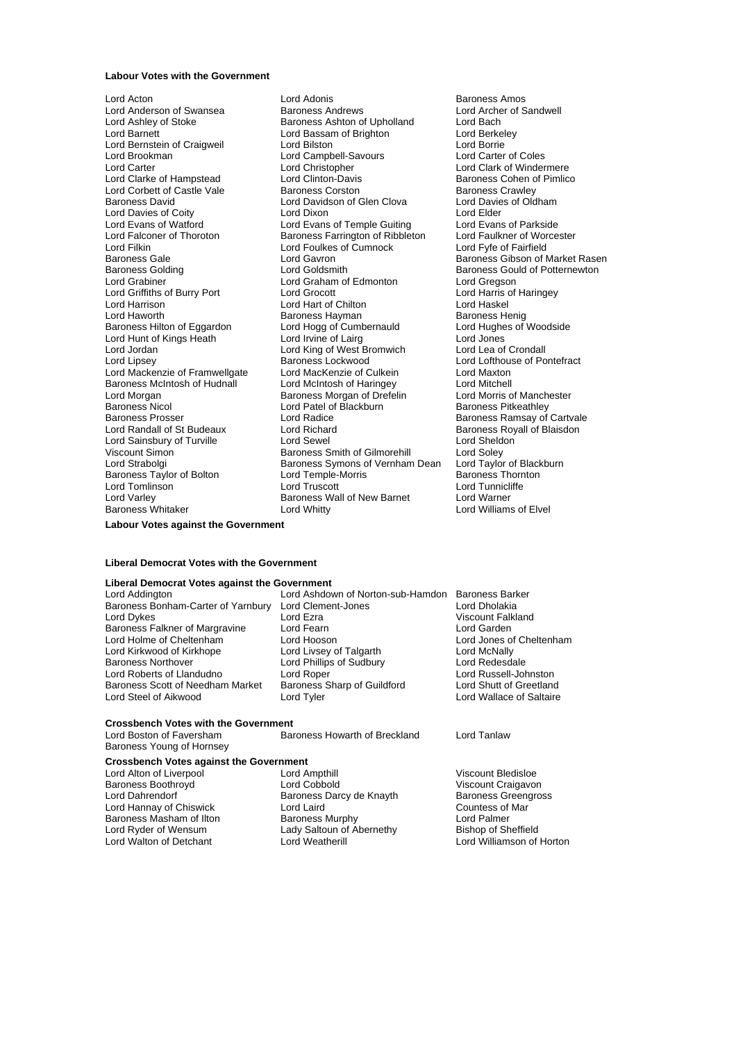**Labour Votes with the Government**

Lord Acton
Lord Adonis
Baroness Amos
Lord Anderson of Swansea
Baroness Andrews
Lord Archer of Sandwell
Lord Ashley of Stoke
Baroness Ashton of Upholland
Lord Bach
Lord Barnett
Lord Bassam of Brighton
Lord Berkeley
Lord Bernstein of Craigweil
Lord Bilston
Lord Borrie
Lord Brookman
Lord Campbell-Savours
Lord Carter of Coles
Lord Carter
Lord Christopher
Lord Clark of Windermere
Lord Clarke of Hampstead
Lord Clinton-Davis
Baroness Cohen of Pimlico
Lord Corbett of Castle Vale
Baroness Corston
Baroness Crawley
Baroness David
Lord Davidson of Glen Clova
Lord Davies of Oldham
Lord Davies of Coity
Lord Dixon
Lord Elder
Lord Evans of Watford
Lord Evans of Temple Guiting
Lord Evans of Parkside
Lord Falconer of Thoroton
Baroness Farrington of Ribbleton
Lord Faulkner of Worcester
Lord Filkin
Lord Foulkes of Cumnock
Lord Fyfe of Fairfield
Baroness Gale
Lord Gavron
Baroness Gibson of Market Rasen
Baroness Golding
Lord Goldsmith
Baroness Gould of Potternewton
Lord Grabiner
Lord Graham of Edmonton
Lord Gregson
Lord Griffiths of Burry Port
Lord Grocott
Lord Harris of Haringey
Lord Harrison
Lord Hart of Chilton
Lord Haskel
Lord Haworth
Baroness Hayman
Baroness Henig
Baroness Hilton of Eggardon
Lord Hogg of Cumbernauld
Lord Hughes of Woodside
Lord Hunt of Kings Heath
Lord Irvine of Lairg
Lord Jones
Lord Jordan
Lord King of West Bromwich
Lord Lea of Crondall
Lord Lipsey
Baroness Lockwood
Lord Lofthouse of Pontefract
Lord Mackenzie of Framwellgate
Lord MacKenzie of Culkein
Lord Maxton
Baroness McIntosh of Hudnall
Lord McIntosh of Haringey
Lord Mitchell
Lord Morgan
Baroness Morgan of Drefelin
Lord Morris of Manchester
Baroness Nicol
Lord Patel of Blackburn
Baroness Pitkeathley
Baroness Prosser
Lord Radice
Baroness Ramsay of Cartvale
Lord Randall of St Budeaux
Lord Richard
Baroness Royall of Blaisdon
Lord Sainsbury of Turville
Lord Sewel
Lord Sheldon
Viscount Simon
Baroness Smith of Gilmorehill
Lord Soley
Lord Strabolgi
Baroness Symons of Vernham Dean
Lord Taylor of Blackburn
Baroness Taylor of Bolton
Lord Temple-Morris
Baroness Thornton
Lord Tomlinson
Lord Truscott
Lord Tunnicliffe
Lord Varley
Baroness Wall of New Barnet
Lord Warner
Baroness Whitaker
Lord Whitty
Lord Williams of Elvel

**Labour Votes against the Government**

**Liberal Democrat Votes with the Government**

**Liberal Democrat Votes against the Government**

Lord Addington
Lord Ashdown of Norton-sub-Hamdon
Baroness Barker
Baroness Bonham-Carter of Yarnbury
Lord Clement-Jones
Lord Dholakia
Lord Dykes
Lord Ezra
Viscount Falkland
Baroness Falkner of Margravine
Lord Fearn
Lord Garden
Lord Holme of Cheltenham
Lord Hooson
Lord Jones of Cheltenham
Lord Kirkwood of Kirkhope
Lord Livsey of Talgarth
Lord McNally
Baroness Northover
Lord Phillips of Sudbury
Lord Redesdale
Lord Roberts of Llandudno
Lord Roper
Lord Russell-Johnston
Baroness Scott of Needham Market
Baroness Sharp of Guildford
Lord Shutt of Greetland
Lord Steel of Aikwood
Lord Tyler
Lord Wallace of Saltaire

**Crossbench Votes with the Government**

Lord Boston of Faversham
Baroness Howarth of Breckland
Lord Tanlaw
Baroness Young of Hornsey

**Crossbench Votes against the Government**

Lord Alton of Liverpool
Lord Ampthill
Viscount Bledisloe
Baroness Boothroyd
Lord Cobbold
Viscount Craigavon
Lord Dahrendorf
Baroness Darcy de Knayth
Baroness Greengross
Lord Hannay of Chiswick
Lord Laird
Countess of Mar
Baroness Masham of Ilton
Baroness Murphy
Lord Palmer
Lord Ryder of Wensum
Lady Saltoun of Abernethy
Bishop of Sheffield
Lord Walton of Detchant
Lord Weatherill
Lord Williamson of Horton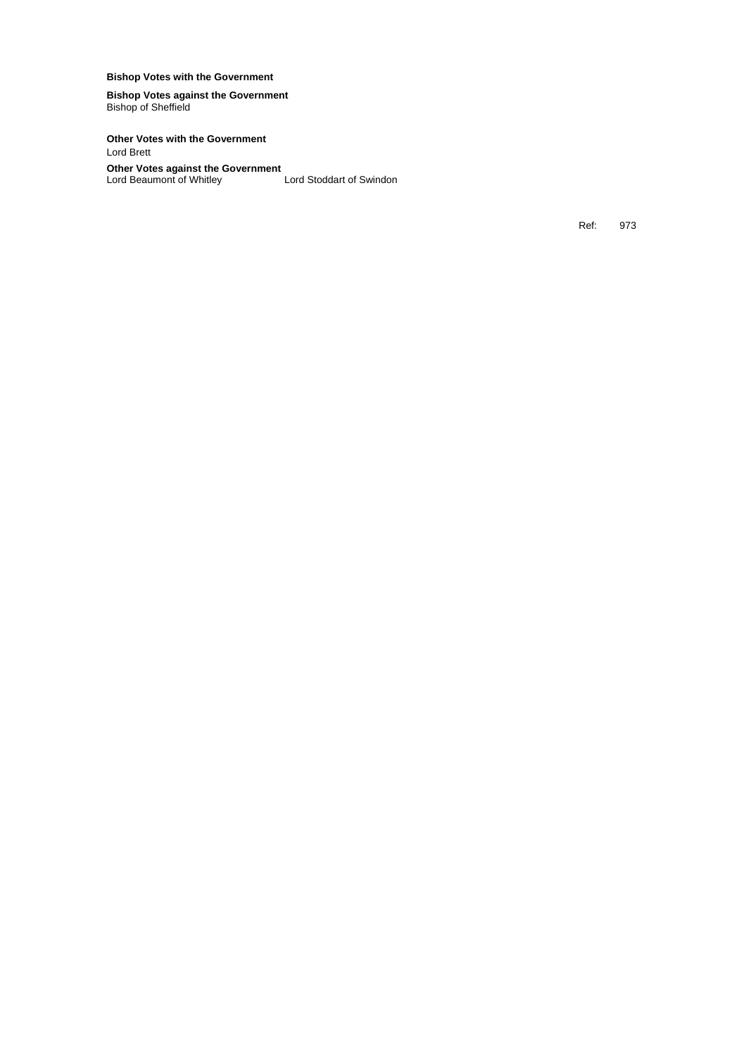**Bishop Votes with the Government**

**Bishop Votes against the Government**

Bishop of Sheffield

**Other Votes with the Government**

Lord Brett

**Other Votes against the Government**

Lord Beaumont of Whitley

Lord Stoddart of Swindon

Ref: 973